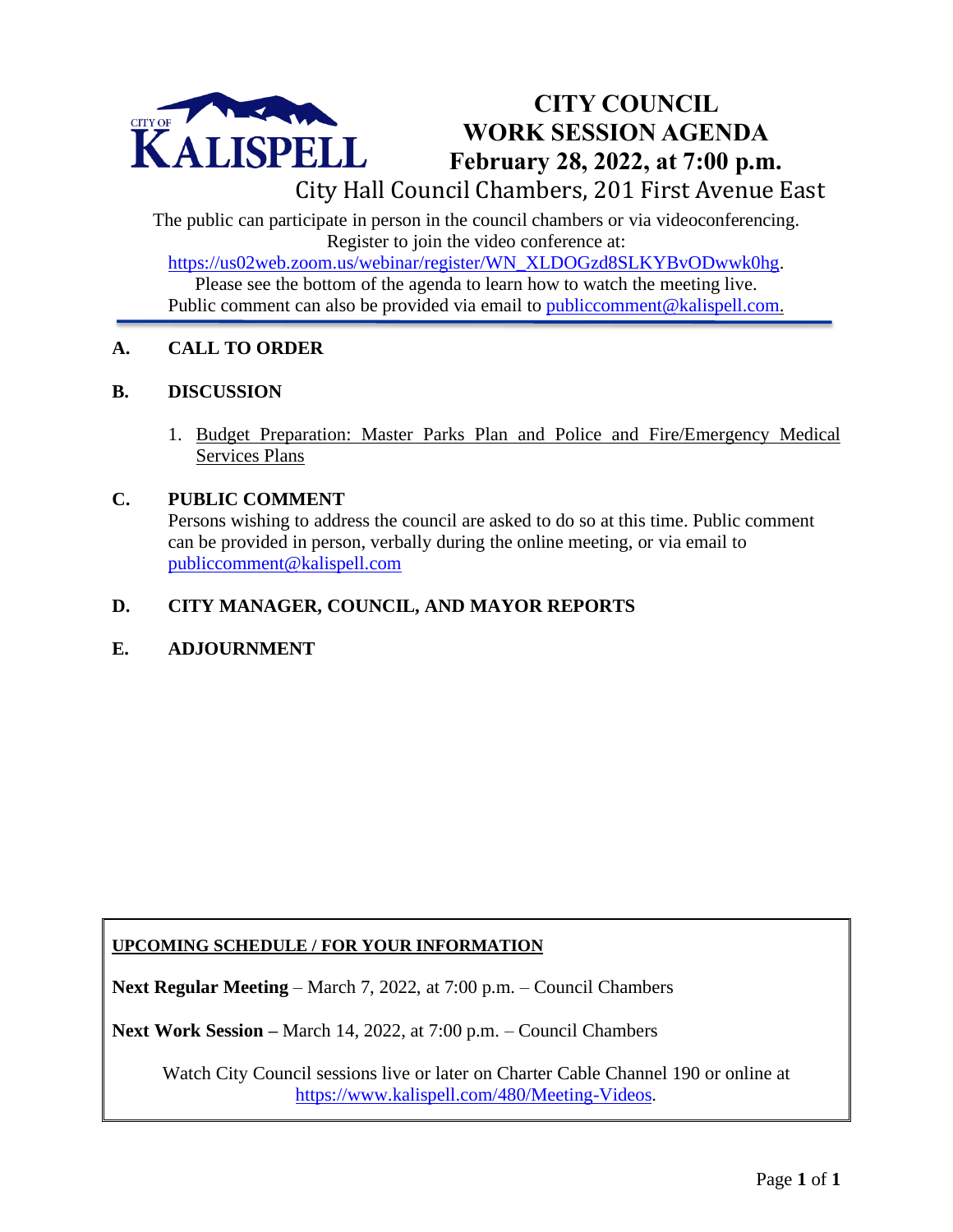CITY OF KALISPELL

# CITY COUNCIL WORK SESSION AGENDA
## February 28, 2022, at 7:00 p.m.
### City Hall Council Chambers, 201 First Avenue East

The public can participate in person in the council chambers or via videoconferencing. Register to join the video conference at: https://us02web.zoom.us/webinar/register/WN_XLDOGzd8SLKYBvODwwk0hg. Please see the bottom of the agenda to learn how to watch the meeting live. Public comment can also be provided via email to publiccomment@kalispell.com.

**A. CALL TO ORDER**

**B. DISCUSSION**

1. Budget Preparation: Master Parks Plan and Police and Fire/Emergency Medical Services Plans

**C. PUBLIC COMMENT**

Persons wishing to address the council are asked to do so at this time. Public comment can be provided in person, verbally during the online meeting, or via email to publiccomment@kalispell.com

**D. CITY MANAGER, COUNCIL, AND MAYOR REPORTS**

**E. ADJOURNMENT**

**UPCOMING SCHEDULE / FOR YOUR INFORMATION**

**Next Regular Meeting** – March 7, 2022, at 7:00 p.m. – Council Chambers

**Next Work Session –** March 14, 2022, at 7:00 p.m. – Council Chambers

Watch City Council sessions live or later on Charter Cable Channel 190 or online at https://www.kalispell.com/480/Meeting-Videos.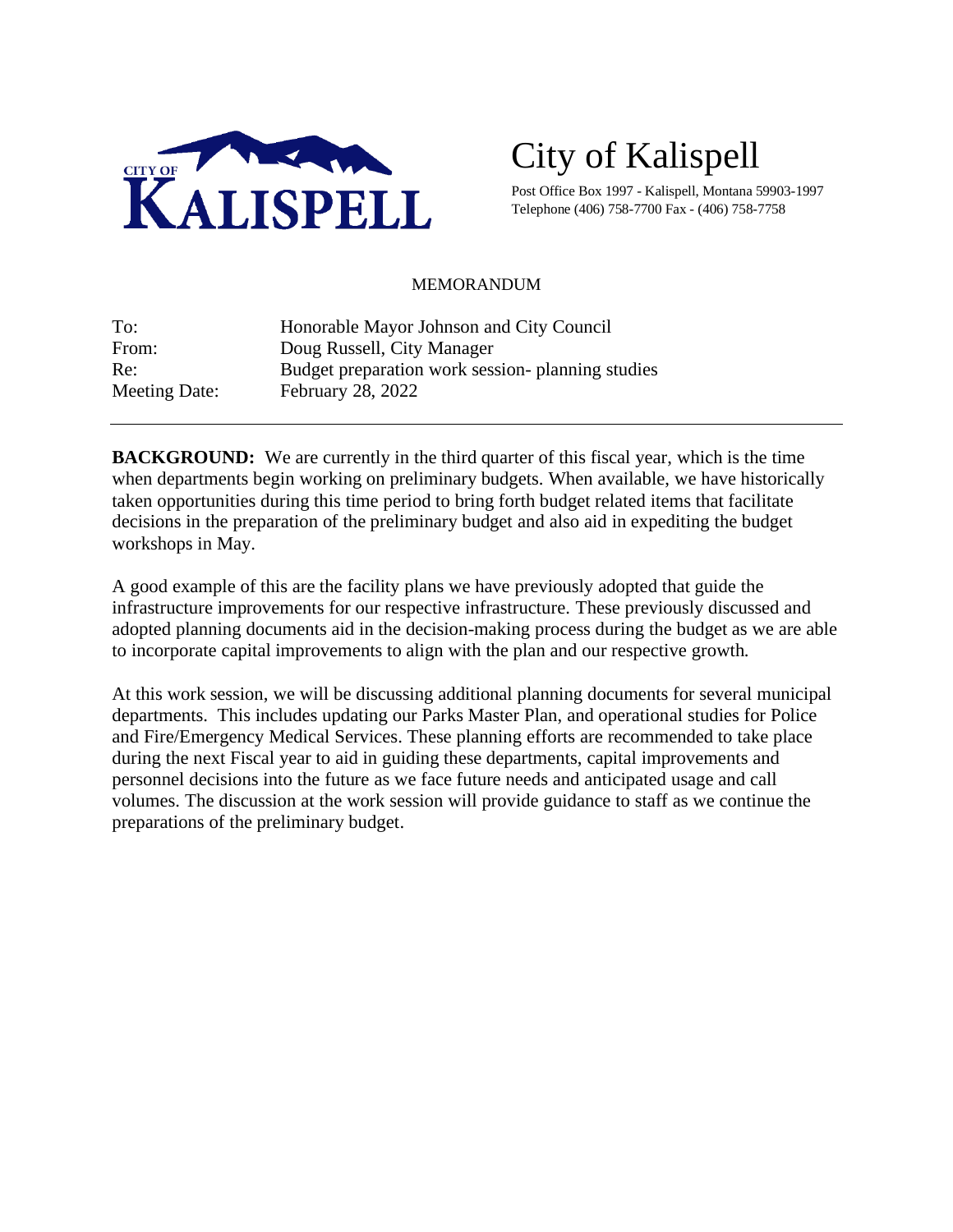# City of Kalispell

Post Office Box 1997 - Kalispell, Montana 59903-1997
Telephone (406) 758-7700 Fax - (406) 758-7758

MEMORANDUM

| | |
|---|---|
| To: | Honorable Mayor Johnson and City Council |
| From: | Doug Russell, City Manager |
| Re: | Budget preparation work session- planning studies |
| Meeting Date: | February 28, 2022 |

---

**BACKGROUND:** We are currently in the third quarter of this fiscal year, which is the time when departments begin working on preliminary budgets. When available, we have historically taken opportunities during this time period to bring forth budget related items that facilitate decisions in the preparation of the preliminary budget and also aid in expediting the budget workshops in May.

A good example of this are the facility plans we have previously adopted that guide the infrastructure improvements for our respective infrastructure. These previously discussed and adopted planning documents aid in the decision-making process during the budget as we are able to incorporate capital improvements to align with the plan and our respective growth.

At this work session, we will be discussing additional planning documents for several municipal departments. This includes updating our Parks Master Plan, and operational studies for Police and Fire/Emergency Medical Services. These planning efforts are recommended to take place during the next Fiscal year to aid in guiding these departments, capital improvements and personnel decisions into the future as we face future needs and anticipated usage and call volumes. The discussion at the work session will provide guidance to staff as we continue the preparations of the preliminary budget.